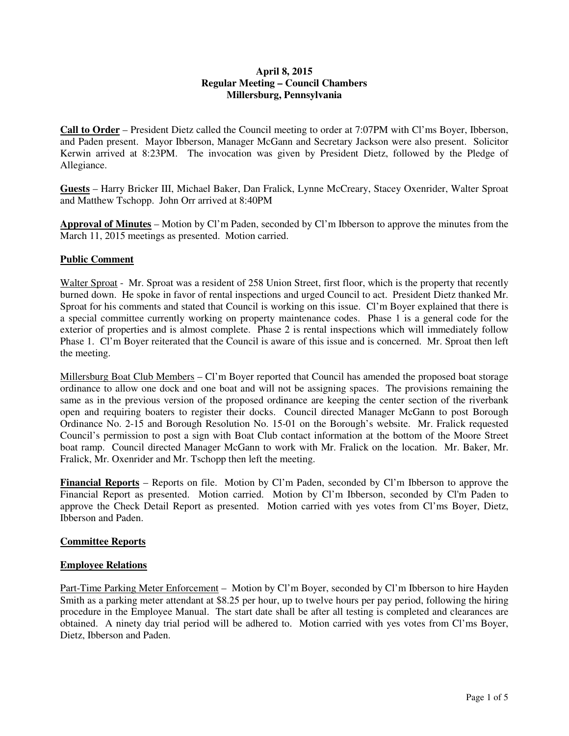**April 8, 2015**
**Regular Meeting – Council Chambers**
**Millersburg, Pennsylvania**

**Call to Order** – President Dietz called the Council meeting to order at 7:07PM with Cl'ms Boyer, Ibberson, and Paden present. Mayor Ibberson, Manager McGann and Secretary Jackson were also present. Solicitor Kerwin arrived at 8:23PM. The invocation was given by President Dietz, followed by the Pledge of Allegiance.

**Guests** – Harry Bricker III, Michael Baker, Dan Fralick, Lynne McCreary, Stacey Oxenrider, Walter Sproat and Matthew Tschopp. John Orr arrived at 8:40PM

**Approval of Minutes** – Motion by Cl'm Paden, seconded by Cl'm Ibberson to approve the minutes from the March 11, 2015 meetings as presented. Motion carried.

**Public Comment**

Walter Sproat - Mr. Sproat was a resident of 258 Union Street, first floor, which is the property that recently burned down. He spoke in favor of rental inspections and urged Council to act. President Dietz thanked Mr. Sproat for his comments and stated that Council is working on this issue. Cl'm Boyer explained that there is a special committee currently working on property maintenance codes. Phase 1 is a general code for the exterior of properties and is almost complete. Phase 2 is rental inspections which will immediately follow Phase 1. Cl'm Boyer reiterated that the Council is aware of this issue and is concerned. Mr. Sproat then left the meeting.

Millersburg Boat Club Members – Cl'm Boyer reported that Council has amended the proposed boat storage ordinance to allow one dock and one boat and will not be assigning spaces. The provisions remaining the same as in the previous version of the proposed ordinance are keeping the center section of the riverbank open and requiring boaters to register their docks. Council directed Manager McGann to post Borough Ordinance No. 2-15 and Borough Resolution No. 15-01 on the Borough's website. Mr. Fralick requested Council's permission to post a sign with Boat Club contact information at the bottom of the Moore Street boat ramp. Council directed Manager McGann to work with Mr. Fralick on the location. Mr. Baker, Mr. Fralick, Mr. Oxenrider and Mr. Tschopp then left the meeting.

**Financial Reports** – Reports on file. Motion by Cl'm Paden, seconded by Cl'm Ibberson to approve the Financial Report as presented. Motion carried. Motion by Cl'm Ibberson, seconded by Cl'm Paden to approve the Check Detail Report as presented. Motion carried with yes votes from Cl'ms Boyer, Dietz, Ibberson and Paden.

**Committee Reports**

**Employee Relations**

Part-Time Parking Meter Enforcement – Motion by Cl'm Boyer, seconded by Cl'm Ibberson to hire Hayden Smith as a parking meter attendant at $8.25 per hour, up to twelve hours per pay period, following the hiring procedure in the Employee Manual. The start date shall be after all testing is completed and clearances are obtained. A ninety day trial period will be adhered to. Motion carried with yes votes from Cl'ms Boyer, Dietz, Ibberson and Paden.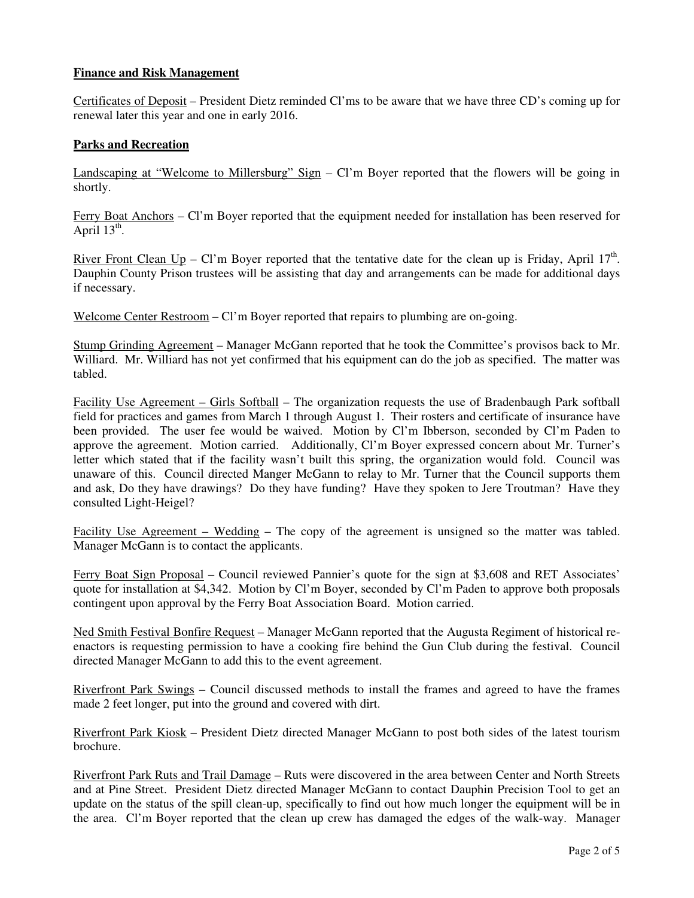**Finance and Risk Management**

Certificates of Deposit – President Dietz reminded Cl'ms to be aware that we have three CD's coming up for renewal later this year and one in early 2016.

**Parks and Recreation**

Landscaping at "Welcome to Millersburg" Sign – Cl'm Boyer reported that the flowers will be going in shortly.

Ferry Boat Anchors – Cl'm Boyer reported that the equipment needed for installation has been reserved for April 13th.

River Front Clean Up – Cl'm Boyer reported that the tentative date for the clean up is Friday, April 17th. Dauphin County Prison trustees will be assisting that day and arrangements can be made for additional days if necessary.

Welcome Center Restroom – Cl'm Boyer reported that repairs to plumbing are on-going.

Stump Grinding Agreement – Manager McGann reported that he took the Committee's provisos back to Mr. Williard. Mr. Williard has not yet confirmed that his equipment can do the job as specified. The matter was tabled.

Facility Use Agreement – Girls Softball – The organization requests the use of Bradenbaugh Park softball field for practices and games from March 1 through August 1. Their rosters and certificate of insurance have been provided. The user fee would be waived. Motion by Cl'm Ibberson, seconded by Cl'm Paden to approve the agreement. Motion carried. Additionally, Cl'm Boyer expressed concern about Mr. Turner's letter which stated that if the facility wasn't built this spring, the organization would fold. Council was unaware of this. Council directed Manger McGann to relay to Mr. Turner that the Council supports them and ask, Do they have drawings? Do they have funding? Have they spoken to Jere Troutman? Have they consulted Light-Heigel?

Facility Use Agreement – Wedding – The copy of the agreement is unsigned so the matter was tabled. Manager McGann is to contact the applicants.

Ferry Boat Sign Proposal – Council reviewed Pannier's quote for the sign at $3,608 and RET Associates' quote for installation at $4,342. Motion by Cl'm Boyer, seconded by Cl'm Paden to approve both proposals contingent upon approval by the Ferry Boat Association Board. Motion carried.

Ned Smith Festival Bonfire Request – Manager McGann reported that the Augusta Regiment of historical re-enactors is requesting permission to have a cooking fire behind the Gun Club during the festival. Council directed Manager McGann to add this to the event agreement.

Riverfront Park Swings – Council discussed methods to install the frames and agreed to have the frames made 2 feet longer, put into the ground and covered with dirt.

Riverfront Park Kiosk – President Dietz directed Manager McGann to post both sides of the latest tourism brochure.

Riverfront Park Ruts and Trail Damage – Ruts were discovered in the area between Center and North Streets and at Pine Street. President Dietz directed Manager McGann to contact Dauphin Precision Tool to get an update on the status of the spill clean-up, specifically to find out how much longer the equipment will be in the area. Cl'm Boyer reported that the clean up crew has damaged the edges of the walk-way. Manager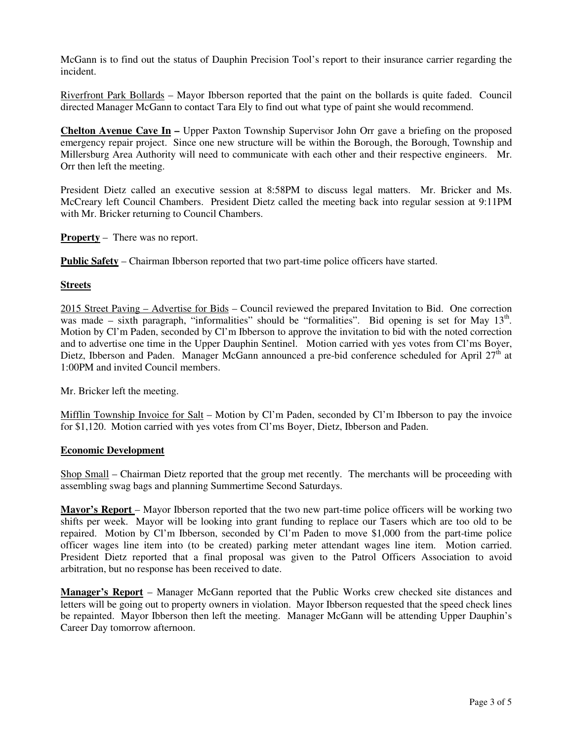McGann is to find out the status of Dauphin Precision Tool's report to their insurance carrier regarding the incident.

Riverfront Park Bollards – Mayor Ibberson reported that the paint on the bollards is quite faded. Council directed Manager McGann to contact Tara Ely to find out what type of paint she would recommend.

**Chelton Avenue Cave In –** Upper Paxton Township Supervisor John Orr gave a briefing on the proposed emergency repair project. Since one new structure will be within the Borough, the Borough, Township and Millersburg Area Authority will need to communicate with each other and their respective engineers. Mr. Orr then left the meeting.

President Dietz called an executive session at 8:58PM to discuss legal matters. Mr. Bricker and Ms. McCreary left Council Chambers. President Dietz called the meeting back into regular session at 9:11PM with Mr. Bricker returning to Council Chambers.

**Property** – There was no report.

**Public Safety** – Chairman Ibberson reported that two part-time police officers have started.

**Streets**

2015 Street Paving – Advertise for Bids – Council reviewed the prepared Invitation to Bid. One correction was made – sixth paragraph, "informalities" should be "formalities". Bid opening is set for May 13th. Motion by Cl'm Paden, seconded by Cl'm Ibberson to approve the invitation to bid with the noted correction and to advertise one time in the Upper Dauphin Sentinel. Motion carried with yes votes from Cl'ms Boyer, Dietz, Ibberson and Paden. Manager McGann announced a pre-bid conference scheduled for April 27th at 1:00PM and invited Council members.

Mr. Bricker left the meeting.

Mifflin Township Invoice for Salt – Motion by Cl'm Paden, seconded by Cl'm Ibberson to pay the invoice for $1,120. Motion carried with yes votes from Cl'ms Boyer, Dietz, Ibberson and Paden.

**Economic Development**

Shop Small – Chairman Dietz reported that the group met recently. The merchants will be proceeding with assembling swag bags and planning Summertime Second Saturdays.

**Mayor's Report** – Mayor Ibberson reported that the two new part-time police officers will be working two shifts per week. Mayor will be looking into grant funding to replace our Tasers which are too old to be repaired. Motion by Cl'm Ibberson, seconded by Cl'm Paden to move $1,000 from the part-time police officer wages line item into (to be created) parking meter attendant wages line item. Motion carried. President Dietz reported that a final proposal was given to the Patrol Officers Association to avoid arbitration, but no response has been received to date.

**Manager's Report** – Manager McGann reported that the Public Works crew checked site distances and letters will be going out to property owners in violation. Mayor Ibberson requested that the speed check lines be repainted. Mayor Ibberson then left the meeting. Manager McGann will be attending Upper Dauphin's Career Day tomorrow afternoon.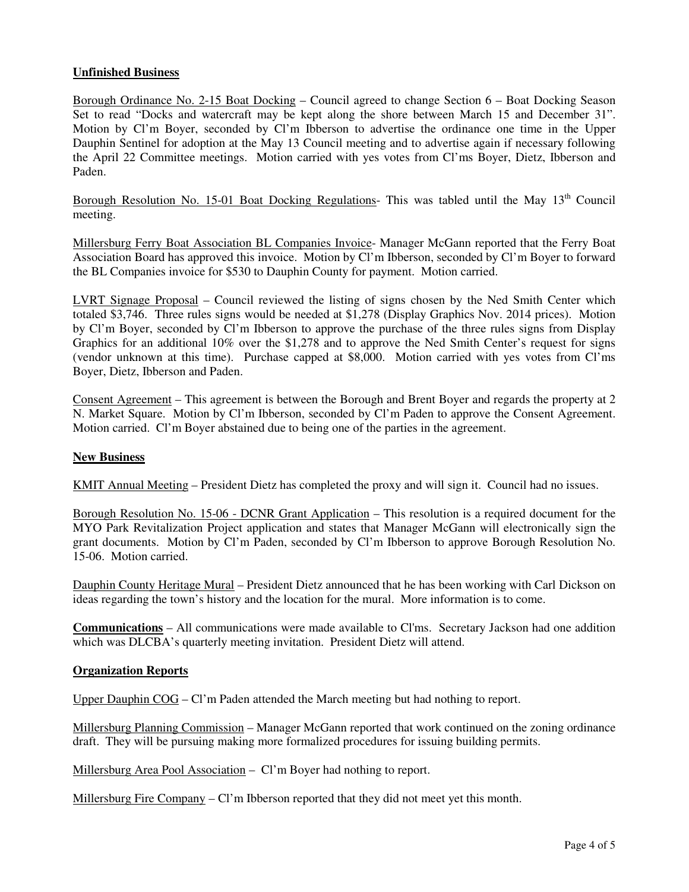**Unfinished Business**

Borough Ordinance No. 2-15 Boat Docking – Council agreed to change Section 6 – Boat Docking Season Set to read "Docks and watercraft may be kept along the shore between March 15 and December 31". Motion by Cl'm Boyer, seconded by Cl'm Ibberson to advertise the ordinance one time in the Upper Dauphin Sentinel for adoption at the May 13 Council meeting and to advertise again if necessary following the April 22 Committee meetings. Motion carried with yes votes from Cl'ms Boyer, Dietz, Ibberson and Paden.

Borough Resolution No. 15-01 Boat Docking Regulations- This was tabled until the May 13th Council meeting.

Millersburg Ferry Boat Association BL Companies Invoice- Manager McGann reported that the Ferry Boat Association Board has approved this invoice. Motion by Cl'm Ibberson, seconded by Cl'm Boyer to forward the BL Companies invoice for $530 to Dauphin County for payment. Motion carried.

LVRT Signage Proposal – Council reviewed the listing of signs chosen by the Ned Smith Center which totaled $3,746. Three rules signs would be needed at $1,278 (Display Graphics Nov. 2014 prices). Motion by Cl'm Boyer, seconded by Cl'm Ibberson to approve the purchase of the three rules signs from Display Graphics for an additional 10% over the $1,278 and to approve the Ned Smith Center's request for signs (vendor unknown at this time). Purchase capped at $8,000. Motion carried with yes votes from Cl'ms Boyer, Dietz, Ibberson and Paden.

Consent Agreement – This agreement is between the Borough and Brent Boyer and regards the property at 2 N. Market Square. Motion by Cl'm Ibberson, seconded by Cl'm Paden to approve the Consent Agreement. Motion carried. Cl'm Boyer abstained due to being one of the parties in the agreement.

**New Business**

KMIT Annual Meeting – President Dietz has completed the proxy and will sign it. Council had no issues.

Borough Resolution No. 15-06 - DCNR Grant Application – This resolution is a required document for the MYO Park Revitalization Project application and states that Manager McGann will electronically sign the grant documents. Motion by Cl'm Paden, seconded by Cl'm Ibberson to approve Borough Resolution No. 15-06. Motion carried.

Dauphin County Heritage Mural – President Dietz announced that he has been working with Carl Dickson on ideas regarding the town's history and the location for the mural. More information is to come.

**Communications** – All communications were made available to Cl'ms. Secretary Jackson had one addition which was DLCBA's quarterly meeting invitation. President Dietz will attend.

**Organization Reports**

Upper Dauphin COG – Cl'm Paden attended the March meeting but had nothing to report.

Millersburg Planning Commission – Manager McGann reported that work continued on the zoning ordinance draft. They will be pursuing making more formalized procedures for issuing building permits.

Millersburg Area Pool Association – Cl'm Boyer had nothing to report.

Millersburg Fire Company – Cl'm Ibberson reported that they did not meet yet this month.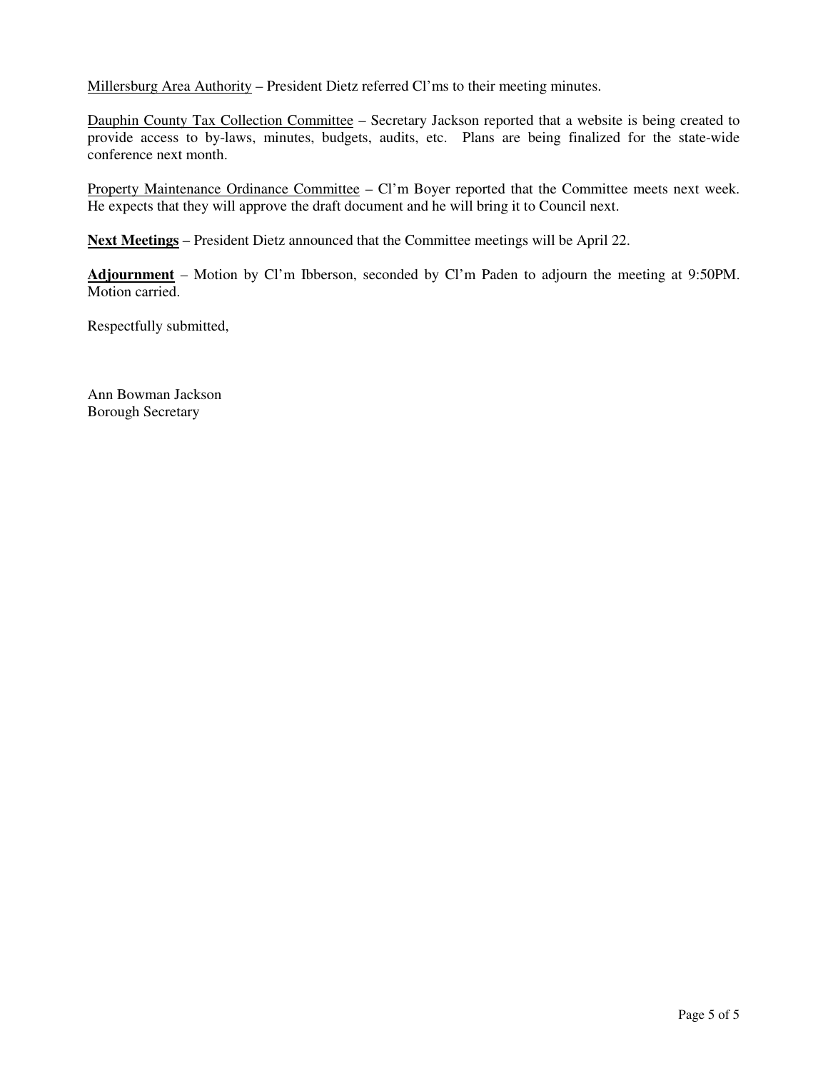<u>Millersburg Area Authority</u> – President Dietz referred Cl'ms to their meeting minutes.

<u>Dauphin County Tax Collection Committee</u> – Secretary Jackson reported that a website is being created to provide access to by-laws, minutes, budgets, audits, etc. Plans are being finalized for the state-wide conference next month.

<u>Property Maintenance Ordinance Committee</u> – Cl'm Boyer reported that the Committee meets next week. He expects that they will approve the draft document and he will bring it to Council next.

**<u>Next Meetings</u>** – President Dietz announced that the Committee meetings will be April 22.

**<u>Adjournment</u>** – Motion by Cl'm Ibberson, seconded by Cl'm Paden to adjourn the meeting at 9:50PM. Motion carried.

Respectfully submitted,

Ann Bowman Jackson
Borough Secretary